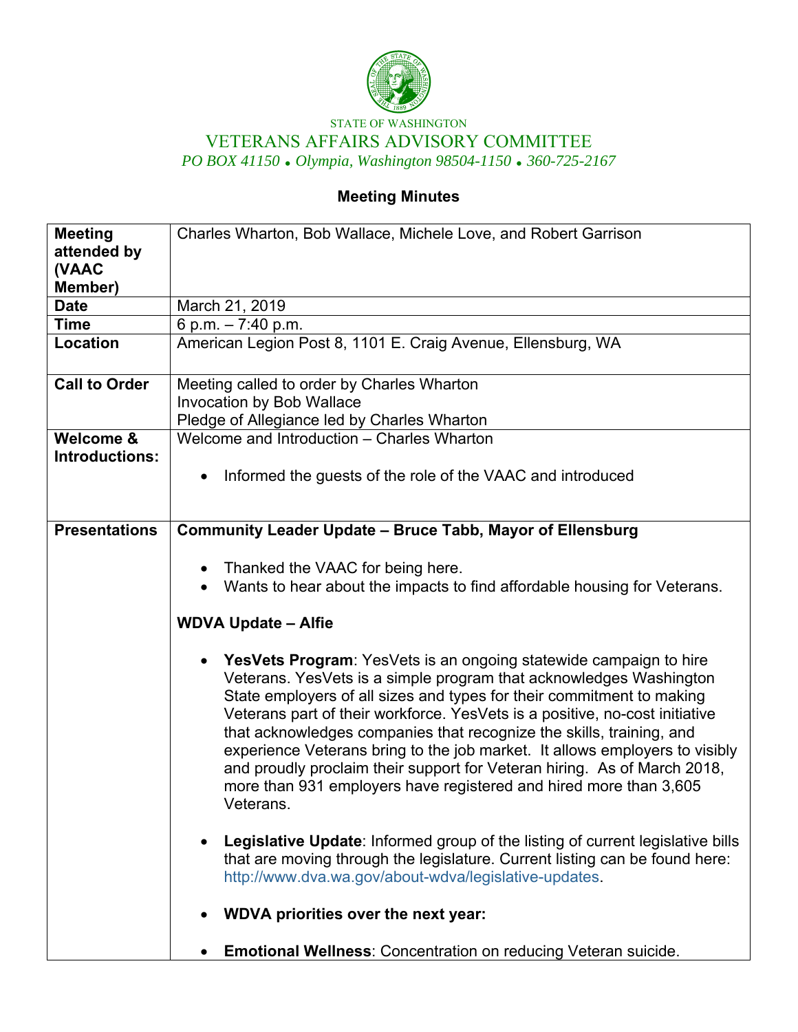STATE OF WASHINGTON

# VETERANS AFFAIRS ADVISORY COMMITTEE

*PO BOX 41150 • Olympia, Washington 98504-1150 • 360-725-2167*

## Meeting Minutes

| | |
|---|---|
| **Meeting attended by (VAAC Member)** | Charles Wharton, Bob Wallace, Michele Love, and Robert Garrison |
| **Date** | March 21, 2019 |
| **Time** | 6 p.m. – 7:40 p.m. |
| **Location** | American Legion Post 8, 1101 E. Craig Avenue, Ellensburg, WA |
| **Call to Order** | Meeting called to order by Charles Wharton<br>Invocation by Bob Wallace<br>Pledge of Allegiance led by Charles Wharton |
| **Welcome & Introductions:** | Welcome and Introduction – Charles Wharton<br><br>• Informed the guests of the role of the VAAC and introduced |
| **Presentations** | **Community Leader Update – Bruce Tabb, Mayor of Ellensburg**<br><br>• Thanked the VAAC for being here.<br>• Wants to hear about the impacts to find affordable housing for Veterans.<br><br>**WDVA Update – Alfie**<br><br>• **YesVets Program**: YesVets is an ongoing statewide campaign to hire Veterans. YesVets is a simple program that acknowledges Washington State employers of all sizes and types for their commitment to making Veterans part of their workforce. YesVets is a positive, no-cost initiative that acknowledges companies that recognize the skills, training, and experience Veterans bring to the job market. It allows employers to visibly and proudly proclaim their support for Veteran hiring. As of March 2018, more than 931 employers have registered and hired more than 3,605 Veterans.<br><br>• **Legislative Update**: Informed group of the listing of current legislative bills that are moving through the legislature. Current listing can be found here: http://www.dva.wa.gov/about-wdva/legislative-updates.<br><br>• **WDVA priorities over the next year:**<br><br>• **Emotional Wellness**: Concentration on reducing Veteran suicide. |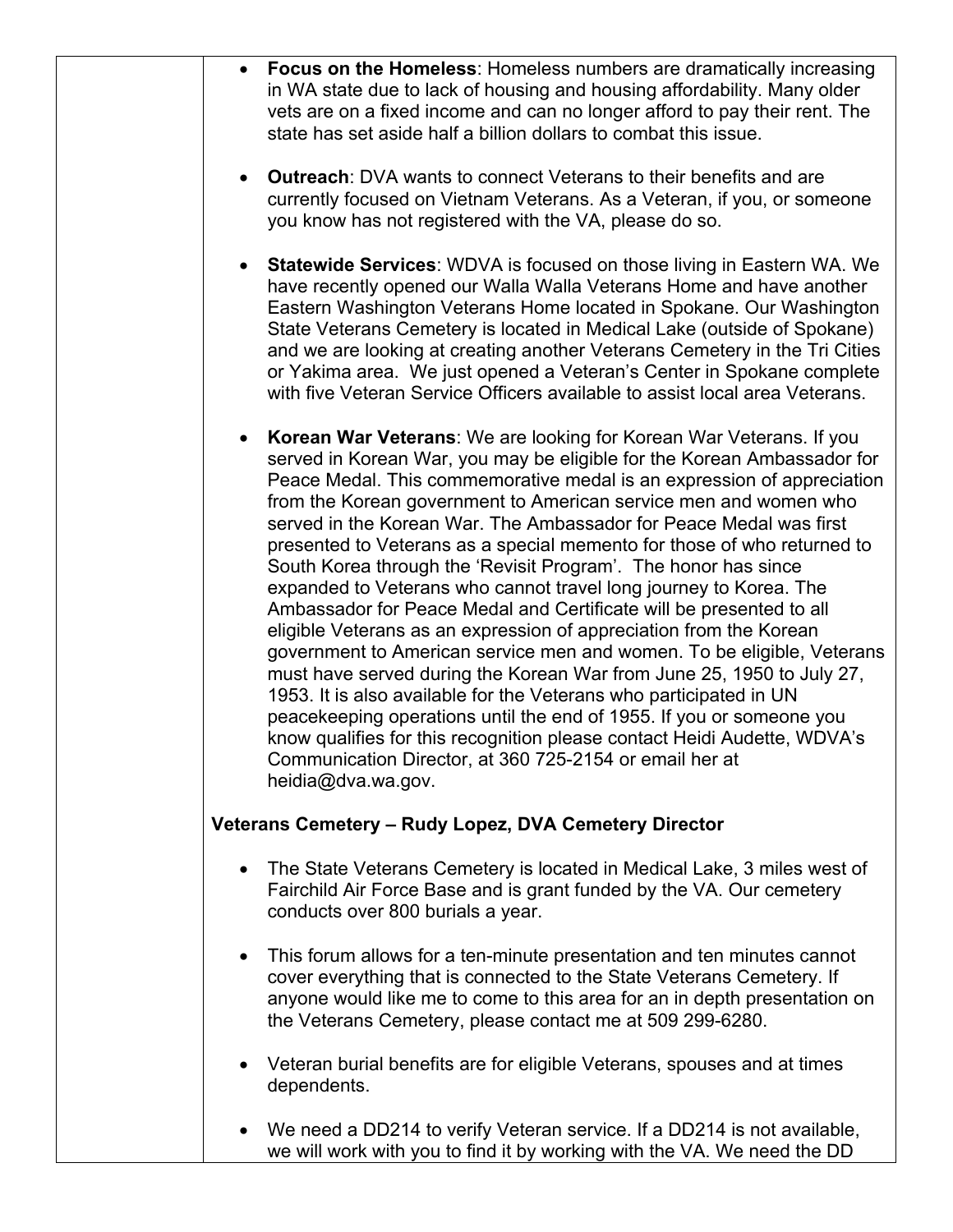- **Focus on the Homeless**: Homeless numbers are dramatically increasing in WA state due to lack of housing and housing affordability. Many older vets are on a fixed income and can no longer afford to pay their rent. The state has set aside half a billion dollars to combat this issue.

- **Outreach**: DVA wants to connect Veterans to their benefits and are currently focused on Vietnam Veterans. As a Veteran, if you, or someone you know has not registered with the VA, please do so.

- **Statewide Services**: WDVA is focused on those living in Eastern WA. We have recently opened our Walla Walla Veterans Home and have another Eastern Washington Veterans Home located in Spokane. Our Washington State Veterans Cemetery is located in Medical Lake (outside of Spokane) and we are looking at creating another Veterans Cemetery in the Tri Cities or Yakima area. We just opened a Veteran's Center in Spokane complete with five Veteran Service Officers available to assist local area Veterans.

- **Korean War Veterans**: We are looking for Korean War Veterans. If you served in Korean War, you may be eligible for the Korean Ambassador for Peace Medal. This commemorative medal is an expression of appreciation from the Korean government to American service men and women who served in the Korean War. The Ambassador for Peace Medal was first presented to Veterans as a special memento for those of who returned to South Korea through the 'Revisit Program'. The honor has since expanded to Veterans who cannot travel long journey to Korea. The Ambassador for Peace Medal and Certificate will be presented to all eligible Veterans as an expression of appreciation from the Korean government to American service men and women. To be eligible, Veterans must have served during the Korean War from June 25, 1950 to July 27, 1953. It is also available for the Veterans who participated in UN peacekeeping operations until the end of 1955. If you or someone you know qualifies for this recognition please contact Heidi Audette, WDVA's Communication Director, at 360 725-2154 or email her at heidia@dva.wa.gov.

**Veterans Cemetery – Rudy Lopez, DVA Cemetery Director**

- The State Veterans Cemetery is located in Medical Lake, 3 miles west of Fairchild Air Force Base and is grant funded by the VA. Our cemetery conducts over 800 burials a year.

- This forum allows for a ten-minute presentation and ten minutes cannot cover everything that is connected to the State Veterans Cemetery. If anyone would like me to come to this area for an in depth presentation on the Veterans Cemetery, please contact me at 509 299-6280.

- Veteran burial benefits are for eligible Veterans, spouses and at times dependents.

- We need a DD214 to verify Veteran service. If a DD214 is not available, we will work with you to find it by working with the VA. We need the DD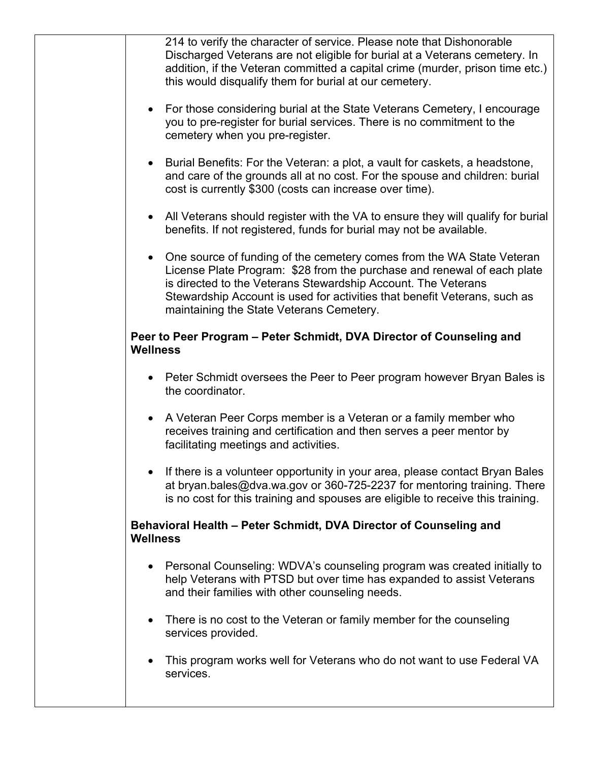214 to verify the character of service. Please note that Dishonorable Discharged Veterans are not eligible for burial at a Veterans cemetery. In addition, if the Veteran committed a capital crime (murder, prison time etc.) this would disqualify them for burial at our cemetery.

- For those considering burial at the State Veterans Cemetery, I encourage you to pre-register for burial services. There is no commitment to the cemetery when you pre-register.

- Burial Benefits: For the Veteran: a plot, a vault for caskets, a headstone, and care of the grounds all at no cost. For the spouse and children: burial cost is currently $300 (costs can increase over time).

- All Veterans should register with the VA to ensure they will qualify for burial benefits. If not registered, funds for burial may not be available.

- One source of funding of the cemetery comes from the WA State Veteran License Plate Program: $28 from the purchase and renewal of each plate is directed to the Veterans Stewardship Account. The Veterans Stewardship Account is used for activities that benefit Veterans, such as maintaining the State Veterans Cemetery.

**Peer to Peer Program – Peter Schmidt, DVA Director of Counseling and Wellness**

- Peter Schmidt oversees the Peer to Peer program however Bryan Bales is the coordinator.

- A Veteran Peer Corps member is a Veteran or a family member who receives training and certification and then serves a peer mentor by facilitating meetings and activities.

- If there is a volunteer opportunity in your area, please contact Bryan Bales at bryan.bales@dva.wa.gov or 360-725-2237 for mentoring training. There is no cost for this training and spouses are eligible to receive this training.

**Behavioral Health – Peter Schmidt, DVA Director of Counseling and Wellness**

- Personal Counseling: WDVA's counseling program was created initially to help Veterans with PTSD but over time has expanded to assist Veterans and their families with other counseling needs.

- There is no cost to the Veteran or family member for the counseling services provided.

- This program works well for Veterans who do not want to use Federal VA services.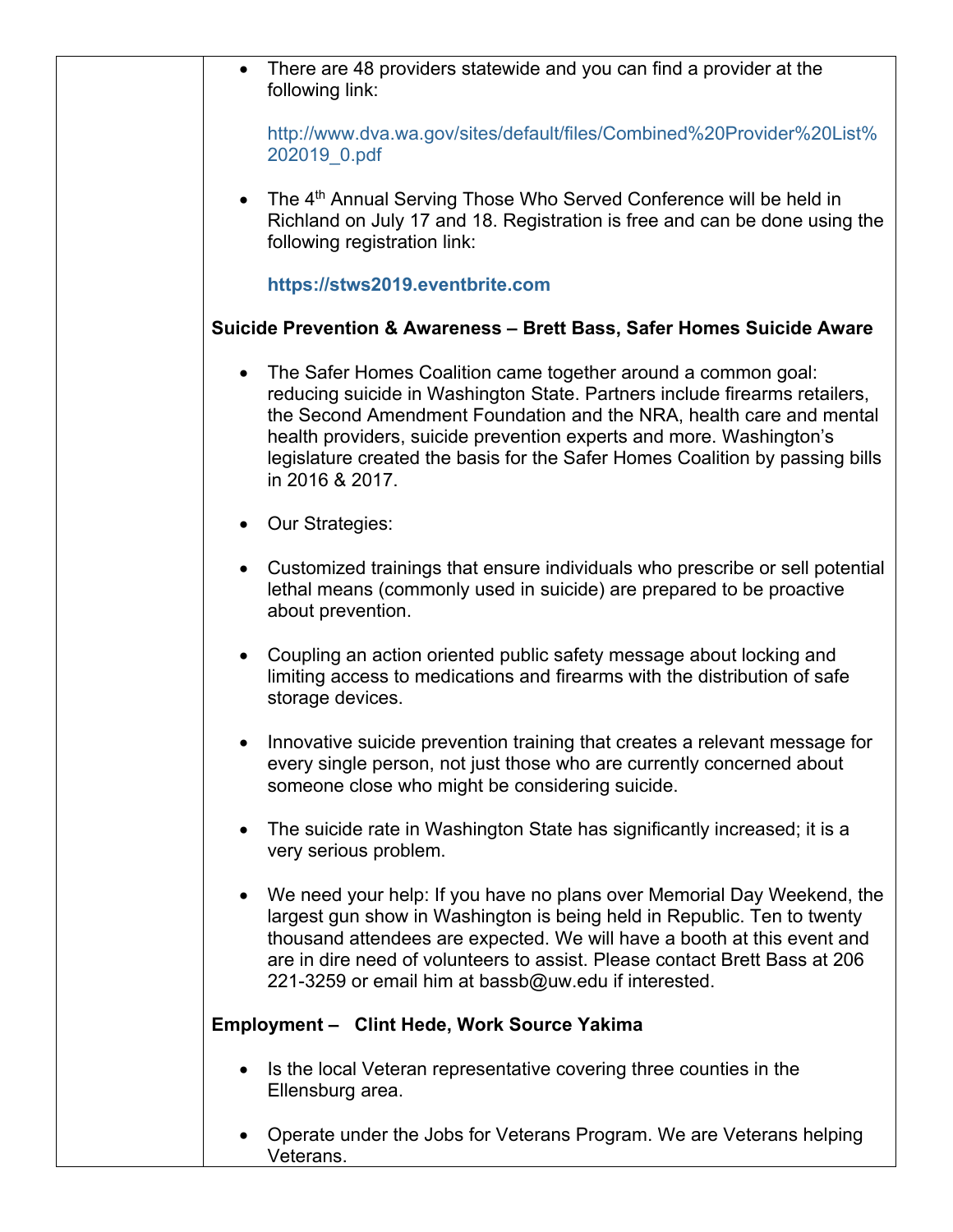- There are 48 providers statewide and you can find a provider at the following link:

  http://www.dva.wa.gov/sites/default/files/Combined%20Provider%20List%202019_0.pdf

- The 4th Annual Serving Those Who Served Conference will be held in Richland on July 17 and 18. Registration is free and can be done using the following registration link:

  **https://stws2019.eventbrite.com**

**Suicide Prevention & Awareness – Brett Bass, Safer Homes Suicide Aware**

- The Safer Homes Coalition came together around a common goal: reducing suicide in Washington State. Partners include firearms retailers, the Second Amendment Foundation and the NRA, health care and mental health providers, suicide prevention experts and more. Washington's legislature created the basis for the Safer Homes Coalition by passing bills in 2016 & 2017.

- Our Strategies:

- Customized trainings that ensure individuals who prescribe or sell potential lethal means (commonly used in suicide) are prepared to be proactive about prevention.

- Coupling an action oriented public safety message about locking and limiting access to medications and firearms with the distribution of safe storage devices.

- Innovative suicide prevention training that creates a relevant message for every single person, not just those who are currently concerned about someone close who might be considering suicide.

- The suicide rate in Washington State has significantly increased; it is a very serious problem.

- We need your help: If you have no plans over Memorial Day Weekend, the largest gun show in Washington is being held in Republic. Ten to twenty thousand attendees are expected. We will have a booth at this event and are in dire need of volunteers to assist. Please contact Brett Bass at 206 221-3259 or email him at bassb@uw.edu if interested.

**Employment – Clint Hede, Work Source Yakima**

- Is the local Veteran representative covering three counties in the Ellensburg area.

- Operate under the Jobs for Veterans Program. We are Veterans helping Veterans.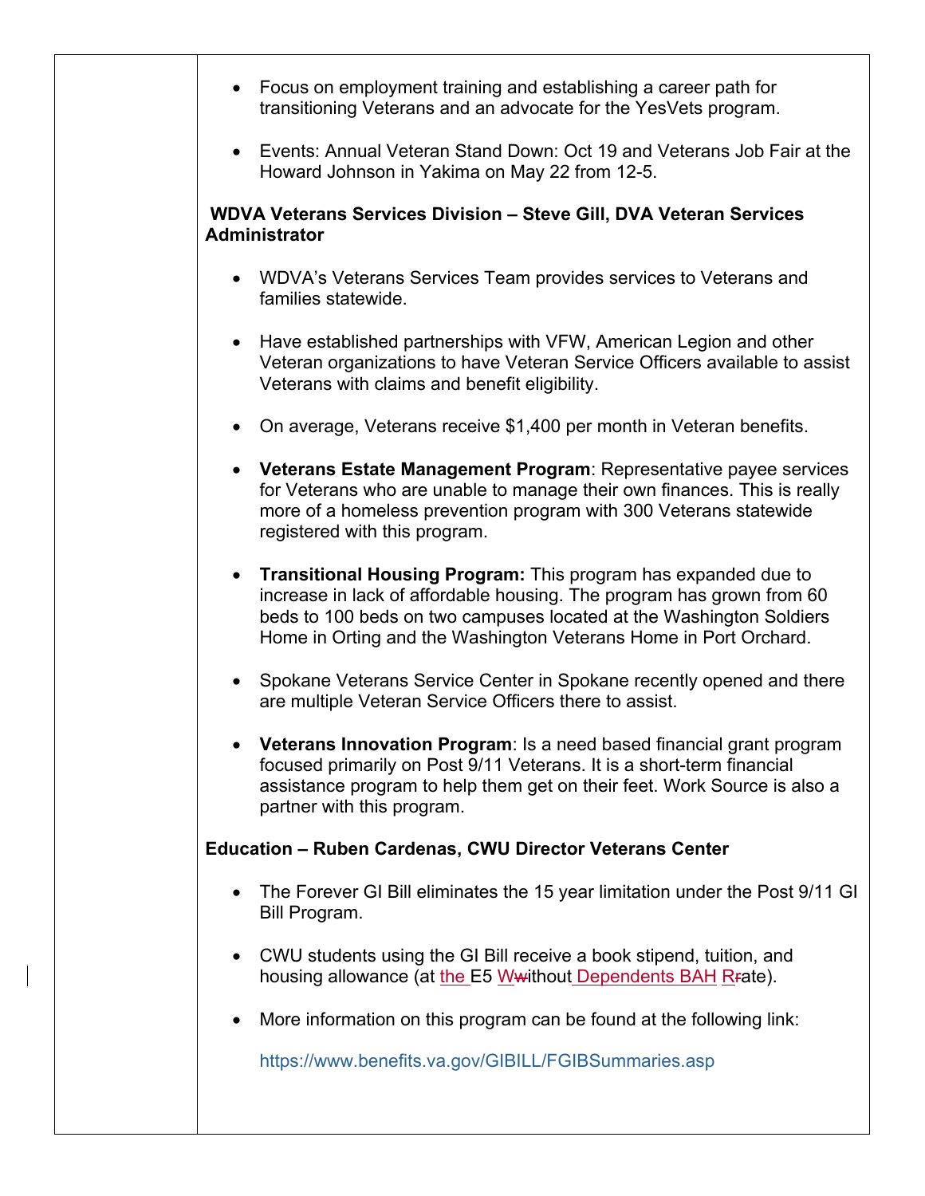- Focus on employment training and establishing a career path for transitioning Veterans and an advocate for the YesVets program.

- Events: Annual Veteran Stand Down: Oct 19 and Veterans Job Fair at the Howard Johnson in Yakima on May 22 from 12-5.

**WDVA Veterans Services Division – Steve Gill, DVA Veteran Services Administrator**

- WDVA's Veterans Services Team provides services to Veterans and families statewide.

- Have established partnerships with VFW, American Legion and other Veteran organizations to have Veteran Service Officers available to assist Veterans with claims and benefit eligibility.

- On average, Veterans receive $1,400 per month in Veteran benefits.

- **Veterans Estate Management Program**: Representative payee services for Veterans who are unable to manage their own finances. This is really more of a homeless prevention program with 300 Veterans statewide registered with this program.

- **Transitional Housing Program:** This program has expanded due to increase in lack of affordable housing. The program has grown from 60 beds to 100 beds on two campuses located at the Washington Soldiers Home in Orting and the Washington Veterans Home in Port Orchard.

- Spokane Veterans Service Center in Spokane recently opened and there are multiple Veteran Service Officers there to assist.

- **Veterans Innovation Program**: Is a need based financial grant program focused primarily on Post 9/11 Veterans. It is a short-term financial assistance program to help them get on their feet. Work Source is also a partner with this program.

**Education – Ruben Cardenas, CWU Director Veterans Center**

- The Forever GI Bill eliminates the 15 year limitation under the Post 9/11 GI Bill Program.

- CWU students using the GI Bill receive a book stipend, tuition, and housing allowance (at the E5 Without Dependents BAH Rate).

- More information on this program can be found at the following link:

  https://www.benefits.va.gov/GIBILL/FGIBSummaries.asp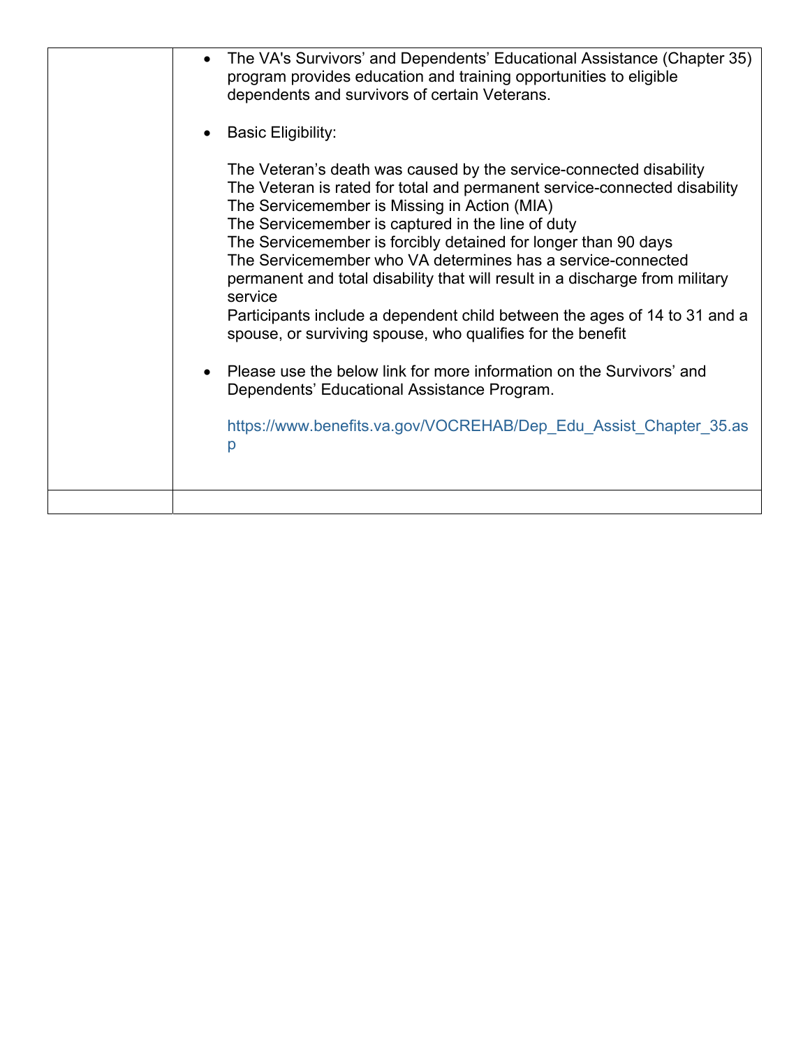| | |
|---|---|
| | • The VA's Survivors' and Dependents' Educational Assistance (Chapter 35) program provides education and training opportunities to eligible dependents and survivors of certain Veterans.<br><br>• Basic Eligibility:<br><br>The Veteran's death was caused by the service-connected disability<br>The Veteran is rated for total and permanent service-connected disability<br>The Servicemember is Missing in Action (MIA)<br>The Servicemember is captured in the line of duty<br>The Servicemember is forcibly detained for longer than 90 days<br>The Servicemember who VA determines has a service-connected permanent and total disability that will result in a discharge from military service<br>Participants include a dependent child between the ages of 14 to 31 and a spouse, or surviving spouse, who qualifies for the benefit<br><br>• Please use the below link for more information on the Survivors' and Dependents' Educational Assistance Program.<br><br>https://www.benefits.va.gov/VOCREHAB/Dep_Edu_Assist_Chapter_35.asp |
| | |